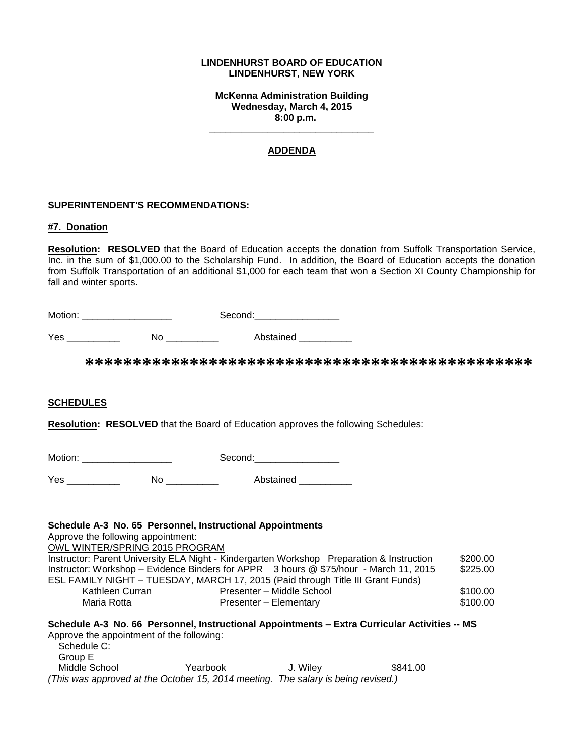**LINDENHURST BOARD OF EDUCATION**
**LINDENHURST, NEW YORK**

**McKenna Administration Building**
**Wednesday, March 4, 2015**
**8:00 p.m.**

---

## ADDENDA

### SUPERINTENDENT'S RECOMMENDATIONS:

**#7. Donation**

**Resolution: RESOLVED** that the Board of Education accepts the donation from Suffolk Transportation Service, Inc. in the sum of $1,000.00 to the Scholarship Fund. In addition, the Board of Education accepts the donation from Suffolk Transportation of an additional $1,000 for each team that won a Section XI County Championship for fall and winter sports.

Motion: _________________ Second:________________

Yes __________ No __________ Abstained __________

**********************************************

### SCHEDULES

**Resolution: RESOLVED** that the Board of Education approves the following Schedules:

Motion: _________________ Second:________________

Yes __________ No __________ Abstained __________

**Schedule A-3 No. 65 Personnel, Instructional Appointments**
Approve the following appointment:
OWL WINTER/SPRING 2015 PROGRAM

| | | |
|---|---|---|
| Instructor: Parent University ELA Night - Kindergarten Workshop Preparation & Instruction | | $200.00 |
| Instructor: Workshop – Evidence Binders for APPR 3 hours @ $75/hour - March 11, 2015 | | $225.00 |

ESL FAMILY NIGHT – TUESDAY, MARCH 17, 2015 (Paid through Title III Grant Funds)

| | | |
|---|---|---|
| Kathleen Curran | Presenter – Middle School | $100.00 |
| Maria Rotta | Presenter – Elementary | $100.00 |

**Schedule A-3 No. 66 Personnel, Instructional Appointments – Extra Curricular Activities -- MS**
Approve the appointment of the following:
Schedule C:
Group E

| | | | |
|---|---|---|---|
| Middle School | Yearbook | J. Wiley | $841.00 |

*(This was approved at the October 15, 2014 meeting. The salary is being revised.)*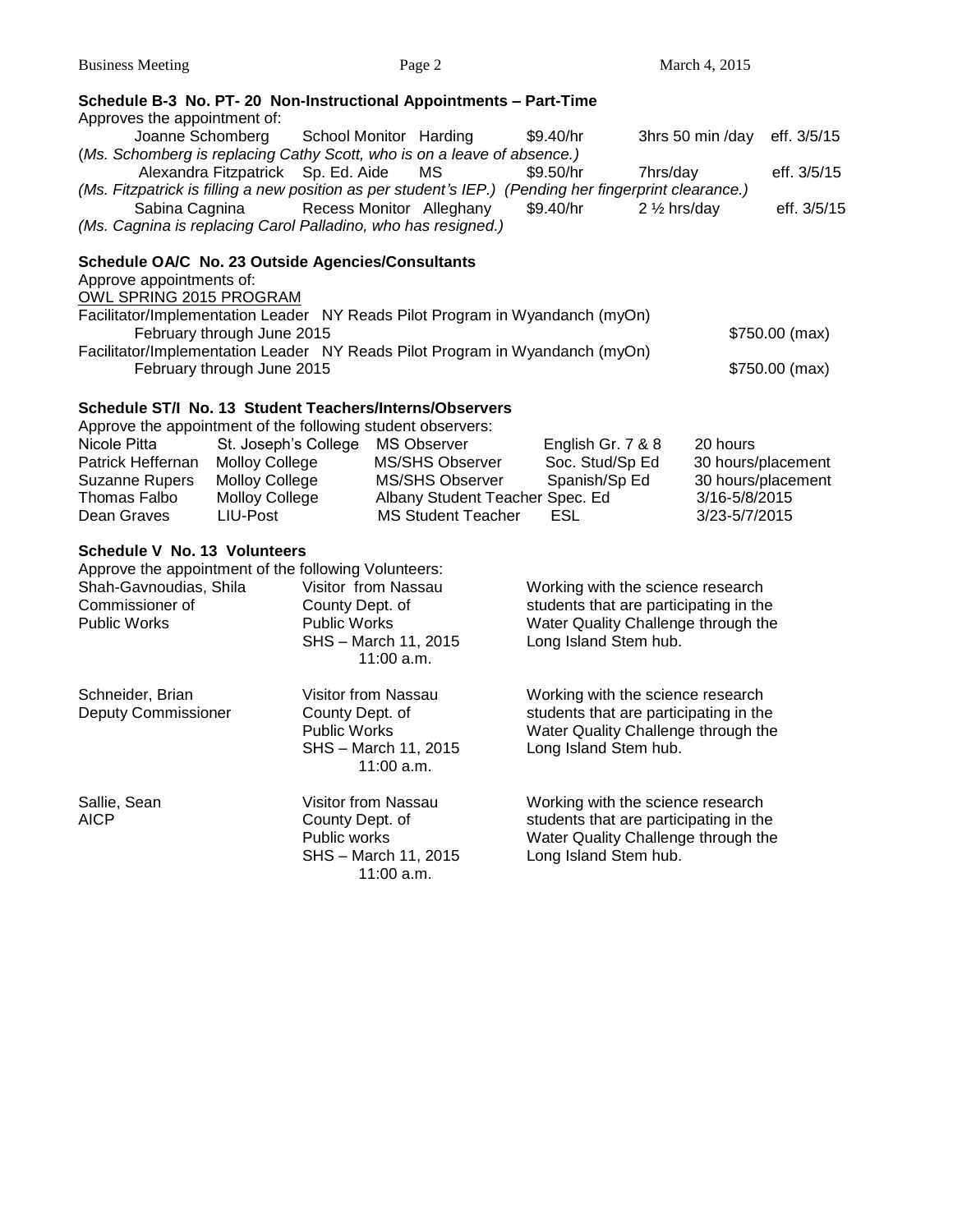**Schedule B-3 No. PT- 20 Non-Instructional Appointments – Part-Time**

Approves the appointment of:

| | | | | | |
|---|---|---|---|---|---|
| Joanne Schomberg | School Monitor | Harding | $9.40/hr | 3hrs 50 min /day | eff. 3/5/15 |

(*Ms. Schomberg is replacing Cathy Scott, who is on a leave of absence.)*

| | | | | | |
|---|---|---|---|---|---|
| Alexandra Fitzpatrick | Sp. Ed. Aide | MS | $9.50/hr | 7hrs/day | eff. 3/5/15 |

*(Ms. Fitzpatrick is filling a new position as per student's IEP.) (Pending her fingerprint clearance.)*

| | | | | | |
|---|---|---|---|---|---|
| Sabina Cagnina | Recess Monitor | Alleghany | $9.40/hr | 2 ½ hrs/day | eff. 3/5/15 |

*(Ms. Cagnina is replacing Carol Palladino, who has resigned.)*

**Schedule OA/C No. 23 Outside Agencies/Consultants**

Approve appointments of:

OWL SPRING 2015 PROGRAM

Facilitator/Implementation Leader NY Reads Pilot Program in Wyandanch (myOn)
February through June 2015 — $750.00 (max)

Facilitator/Implementation Leader NY Reads Pilot Program in Wyandanch (myOn)
February through June 2015 — $750.00 (max)

**Schedule ST/I No. 13 Student Teachers/Interns/Observers**

Approve the appointment of the following student observers:

| | | | | |
|---|---|---|---|---|
| Nicole Pitta | St. Joseph's College | MS Observer | English Gr. 7 & 8 | 20 hours |
| Patrick Heffernan | Molloy College | MS/SHS Observer | Soc. Stud/Sp Ed | 30 hours/placement |
| Suzanne Rupers | Molloy College | MS/SHS Observer | Spanish/Sp Ed | 30 hours/placement |
| Thomas Falbo | Molloy College | Albany Student Teacher | Spec. Ed | 3/16-5/8/2015 |
| Dean Graves | LIU-Post | MS Student Teacher | ESL | 3/23-5/7/2015 |

**Schedule V No. 13 Volunteers**

Approve the appointment of the following Volunteers:

| | | |
|---|---|---|
| Shah-Gavnoudias, Shila Commissioner of Public Works | Visitor from Nassau County Dept. of Public Works SHS – March 11, 2015 11:00 a.m. | Working with the science research students that are participating in the Water Quality Challenge through the Long Island Stem hub. |
| Schneider, Brian Deputy Commissioner | Visitor from Nassau County Dept. of Public Works SHS – March 11, 2015 11:00 a.m. | Working with the science research students that are participating in the Water Quality Challenge through the Long Island Stem hub. |
| Sallie, Sean AICP | Visitor from Nassau County Dept. of Public works SHS – March 11, 2015 11:00 a.m. | Working with the science research students that are participating in the Water Quality Challenge through the Long Island Stem hub. |